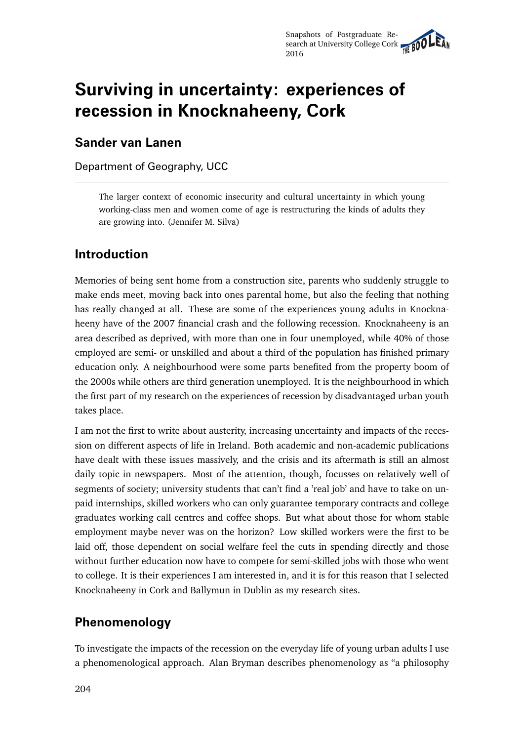# Surviving in uncertainty: experiences of recession in Knocknaheeny, Cork

## Sander van Lanen

Department of Geography, UCC

> The larger context of economic insecurity and cultural uncertainty in which young working-class men and women come of age is restructuring the kinds of adults they are growing into. (Jennifer M. Silva)

## Introduction

Memories of being sent home from a construction site, parents who suddenly struggle to make ends meet, moving back into ones parental home, but also the feeling that nothing has really changed at all. These are some of the experiences young adults in Knocknaheeny have of the 2007 financial crash and the following recession. Knocknaheeny is an area described as deprived, with more than one in four unemployed, while 40% of those employed are semi- or unskilled and about a third of the population has finished primary education only. A neighbourhood were some parts benefited from the property boom of the 2000s while others are third generation unemployed. It is the neighbourhood in which the first part of my research on the experiences of recession by disadvantaged urban youth takes place.

I am not the first to write about austerity, increasing uncertainty and impacts of the recession on different aspects of life in Ireland. Both academic and non-academic publications have dealt with these issues massively, and the crisis and its aftermath is still an almost daily topic in newspapers. Most of the attention, though, focusses on relatively well of segments of society; university students that can't find a 'real job' and have to take on unpaid internships, skilled workers who can only guarantee temporary contracts and college graduates working call centres and coffee shops. But what about those for whom stable employment maybe never was on the horizon? Low skilled workers were the first to be laid off, those dependent on social welfare feel the cuts in spending directly and those without further education now have to compete for semi-skilled jobs with those who went to college. It is their experiences I am interested in, and it is for this reason that I selected Knocknaheeny in Cork and Ballymun in Dublin as my research sites.

## Phenomenology

To investigate the impacts of the recession on the everyday life of young urban adults I use a phenomenological approach. Alan Bryman describes phenomenology as "a philosophy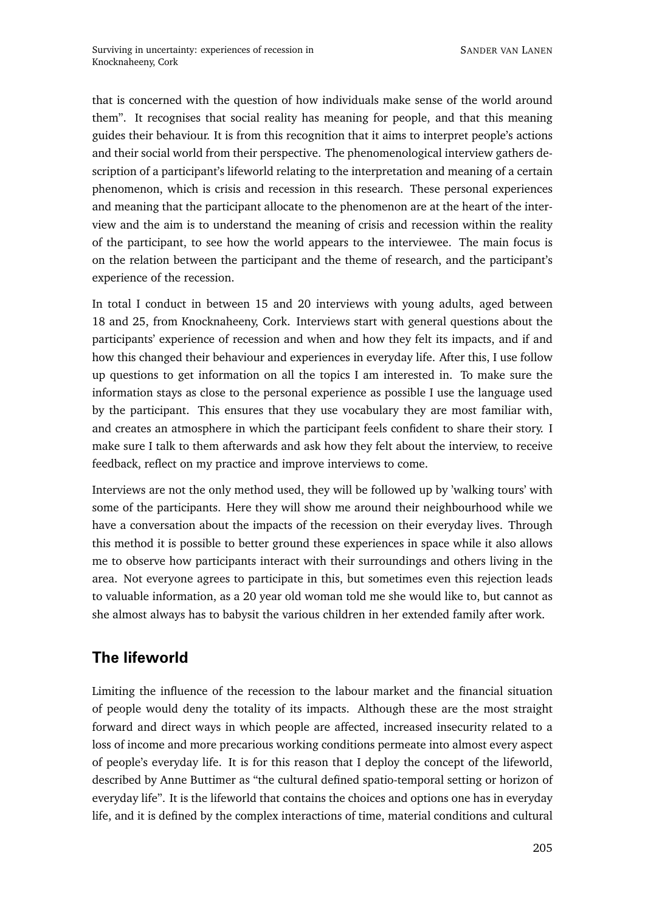that is concerned with the question of how individuals make sense of the world around them". It recognises that social reality has meaning for people, and that this meaning guides their behaviour. It is from this recognition that it aims to interpret people's actions and their social world from their perspective. The phenomenological interview gathers description of a participant's lifeworld relating to the interpretation and meaning of a certain phenomenon, which is crisis and recession in this research. These personal experiences and meaning that the participant allocate to the phenomenon are at the heart of the interview and the aim is to understand the meaning of crisis and recession within the reality of the participant, to see how the world appears to the interviewee. The main focus is on the relation between the participant and the theme of research, and the participant's experience of the recession.

In total I conduct in between 15 and 20 interviews with young adults, aged between 18 and 25, from Knocknaheeny, Cork. Interviews start with general questions about the participants' experience of recession and when and how they felt its impacts, and if and how this changed their behaviour and experiences in everyday life. After this, I use follow up questions to get information on all the topics I am interested in. To make sure the information stays as close to the personal experience as possible I use the language used by the participant. This ensures that they use vocabulary they are most familiar with, and creates an atmosphere in which the participant feels confident to share their story. I make sure I talk to them afterwards and ask how they felt about the interview, to receive feedback, reflect on my practice and improve interviews to come.

Interviews are not the only method used, they will be followed up by 'walking tours' with some of the participants. Here they will show me around their neighbourhood while we have a conversation about the impacts of the recession on their everyday lives. Through this method it is possible to better ground these experiences in space while it also allows me to observe how participants interact with their surroundings and others living in the area. Not everyone agrees to participate in this, but sometimes even this rejection leads to valuable information, as a 20 year old woman told me she would like to, but cannot as she almost always has to babysit the various children in her extended family after work.

## The lifeworld

Limiting the influence of the recession to the labour market and the financial situation of people would deny the totality of its impacts. Although these are the most straight forward and direct ways in which people are affected, increased insecurity related to a loss of income and more precarious working conditions permeate into almost every aspect of people's everyday life. It is for this reason that I deploy the concept of the lifeworld, described by Anne Buttimer as "the cultural defined spatio-temporal setting or horizon of everyday life". It is the lifeworld that contains the choices and options one has in everyday life, and it is defined by the complex interactions of time, material conditions and cultural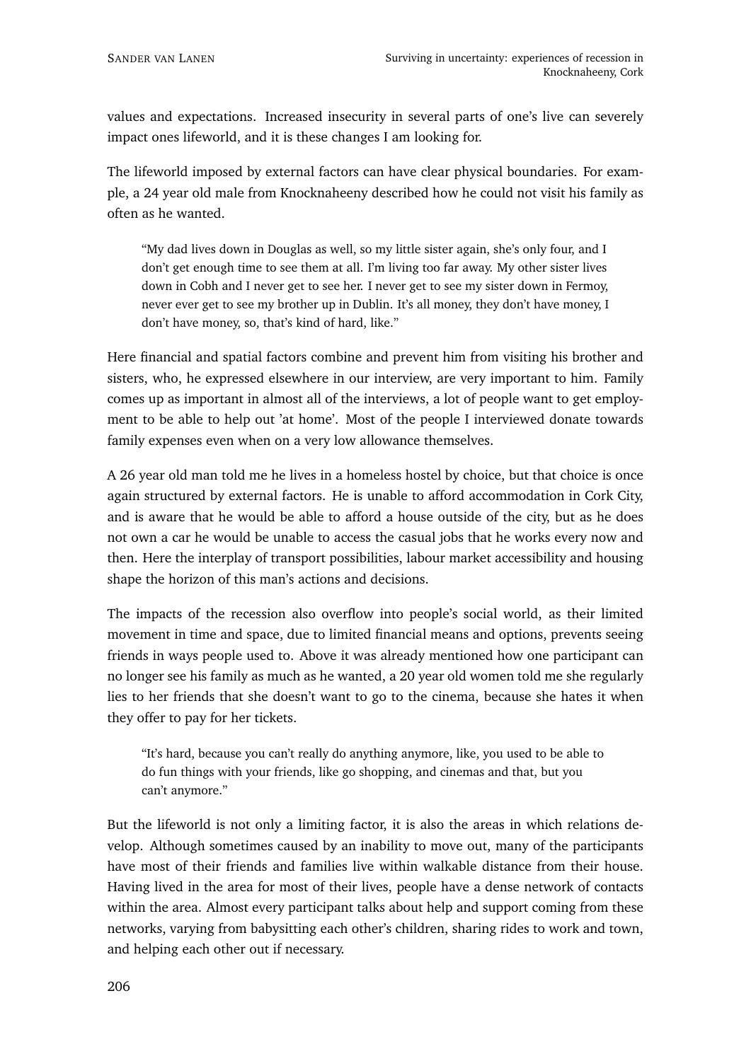values and expectations. Increased insecurity in several parts of one's live can severely impact ones lifeworld, and it is these changes I am looking for.

The lifeworld imposed by external factors can have clear physical boundaries. For example, a 24 year old male from Knocknaheeny described how he could not visit his family as often as he wanted.

> "My dad lives down in Douglas as well, so my little sister again, she's only four, and I don't get enough time to see them at all. I'm living too far away. My other sister lives down in Cobh and I never get to see her. I never get to see my sister down in Fermoy, never ever get to see my brother up in Dublin. It's all money, they don't have money, I don't have money, so, that's kind of hard, like."

Here financial and spatial factors combine and prevent him from visiting his brother and sisters, who, he expressed elsewhere in our interview, are very important to him. Family comes up as important in almost all of the interviews, a lot of people want to get employment to be able to help out 'at home'. Most of the people I interviewed donate towards family expenses even when on a very low allowance themselves.

A 26 year old man told me he lives in a homeless hostel by choice, but that choice is once again structured by external factors. He is unable to afford accommodation in Cork City, and is aware that he would be able to afford a house outside of the city, but as he does not own a car he would be unable to access the casual jobs that he works every now and then. Here the interplay of transport possibilities, labour market accessibility and housing shape the horizon of this man's actions and decisions.

The impacts of the recession also overflow into people's social world, as their limited movement in time and space, due to limited financial means and options, prevents seeing friends in ways people used to. Above it was already mentioned how one participant can no longer see his family as much as he wanted, a 20 year old women told me she regularly lies to her friends that she doesn't want to go to the cinema, because she hates it when they offer to pay for her tickets.

> "It's hard, because you can't really do anything anymore, like, you used to be able to do fun things with your friends, like go shopping, and cinemas and that, but you can't anymore."

But the lifeworld is not only a limiting factor, it is also the areas in which relations develop. Although sometimes caused by an inability to move out, many of the participants have most of their friends and families live within walkable distance from their house. Having lived in the area for most of their lives, people have a dense network of contacts within the area. Almost every participant talks about help and support coming from these networks, varying from babysitting each other's children, sharing rides to work and town, and helping each other out if necessary.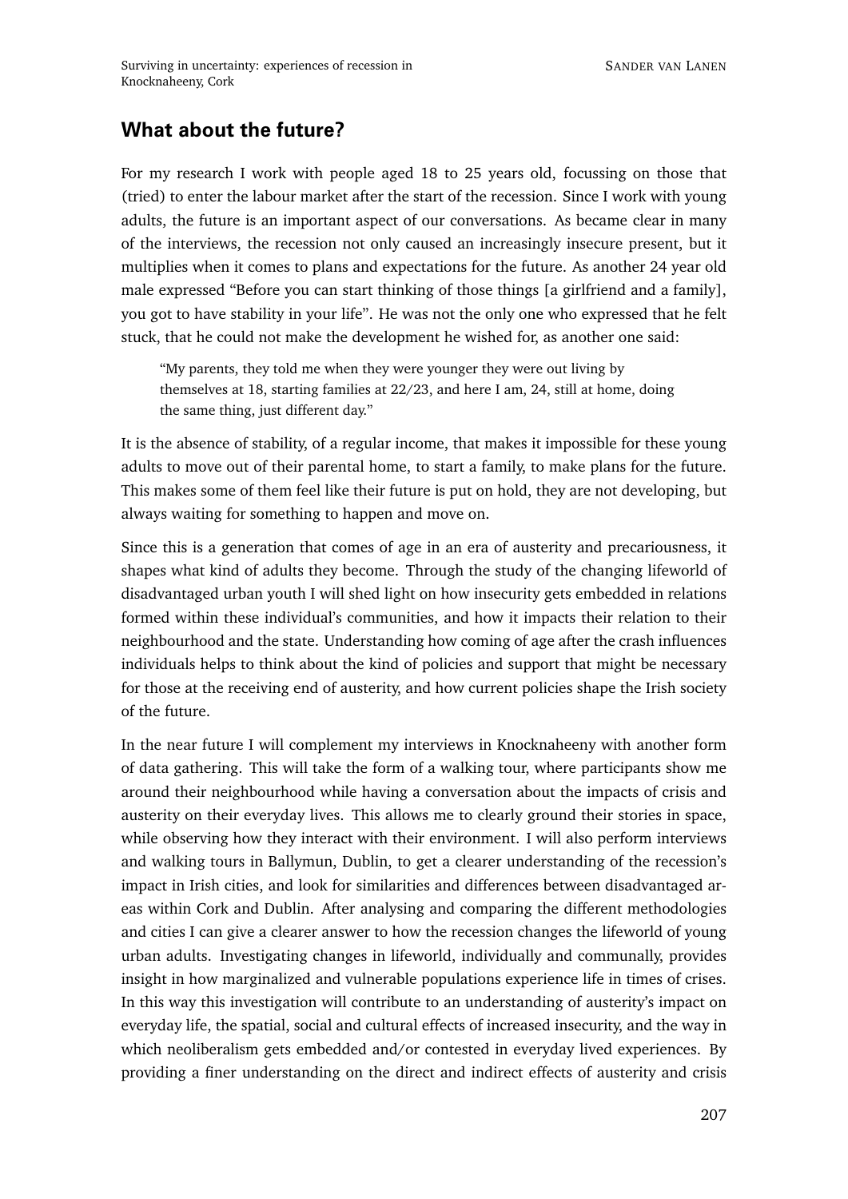## What about the future?

For my research I work with people aged 18 to 25 years old, focussing on those that (tried) to enter the labour market after the start of the recession. Since I work with young adults, the future is an important aspect of our conversations. As became clear in many of the interviews, the recession not only caused an increasingly insecure present, but it multiplies when it comes to plans and expectations for the future. As another 24 year old male expressed "Before you can start thinking of those things [a girlfriend and a family], you got to have stability in your life". He was not the only one who expressed that he felt stuck, that he could not make the development he wished for, as another one said:

> "My parents, they told me when they were younger they were out living by themselves at 18, starting families at 22/23, and here I am, 24, still at home, doing the same thing, just different day."

It is the absence of stability, of a regular income, that makes it impossible for these young adults to move out of their parental home, to start a family, to make plans for the future. This makes some of them feel like their future is put on hold, they are not developing, but always waiting for something to happen and move on.

Since this is a generation that comes of age in an era of austerity and precariousness, it shapes what kind of adults they become. Through the study of the changing lifeworld of disadvantaged urban youth I will shed light on how insecurity gets embedded in relations formed within these individual's communities, and how it impacts their relation to their neighbourhood and the state. Understanding how coming of age after the crash influences individuals helps to think about the kind of policies and support that might be necessary for those at the receiving end of austerity, and how current policies shape the Irish society of the future.

In the near future I will complement my interviews in Knocknaheeny with another form of data gathering. This will take the form of a walking tour, where participants show me around their neighbourhood while having a conversation about the impacts of crisis and austerity on their everyday lives. This allows me to clearly ground their stories in space, while observing how they interact with their environment. I will also perform interviews and walking tours in Ballymun, Dublin, to get a clearer understanding of the recession's impact in Irish cities, and look for similarities and differences between disadvantaged areas within Cork and Dublin. After analysing and comparing the different methodologies and cities I can give a clearer answer to how the recession changes the lifeworld of young urban adults. Investigating changes in lifeworld, individually and communally, provides insight in how marginalized and vulnerable populations experience life in times of crises. In this way this investigation will contribute to an understanding of austerity's impact on everyday life, the spatial, social and cultural effects of increased insecurity, and the way in which neoliberalism gets embedded and/or contested in everyday lived experiences. By providing a finer understanding on the direct and indirect effects of austerity and crisis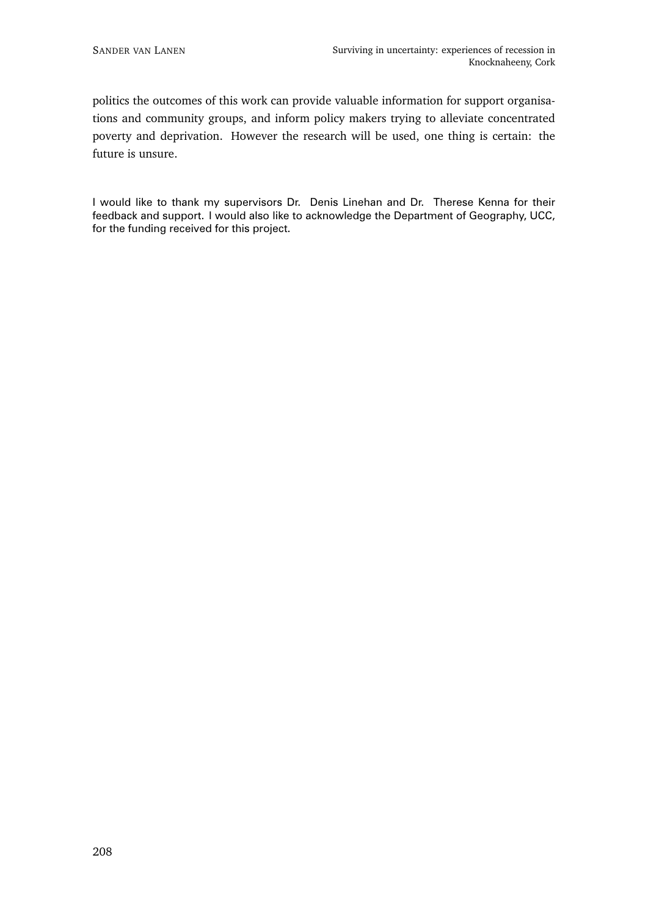politics the outcomes of this work can provide valuable information for support organisations and community groups, and inform policy makers trying to alleviate concentrated poverty and deprivation. However the research will be used, one thing is certain: the future is unsure.

I would like to thank my supervisors Dr. Denis Linehan and Dr. Therese Kenna for their feedback and support. I would also like to acknowledge the Department of Geography, UCC, for the funding received for this project.